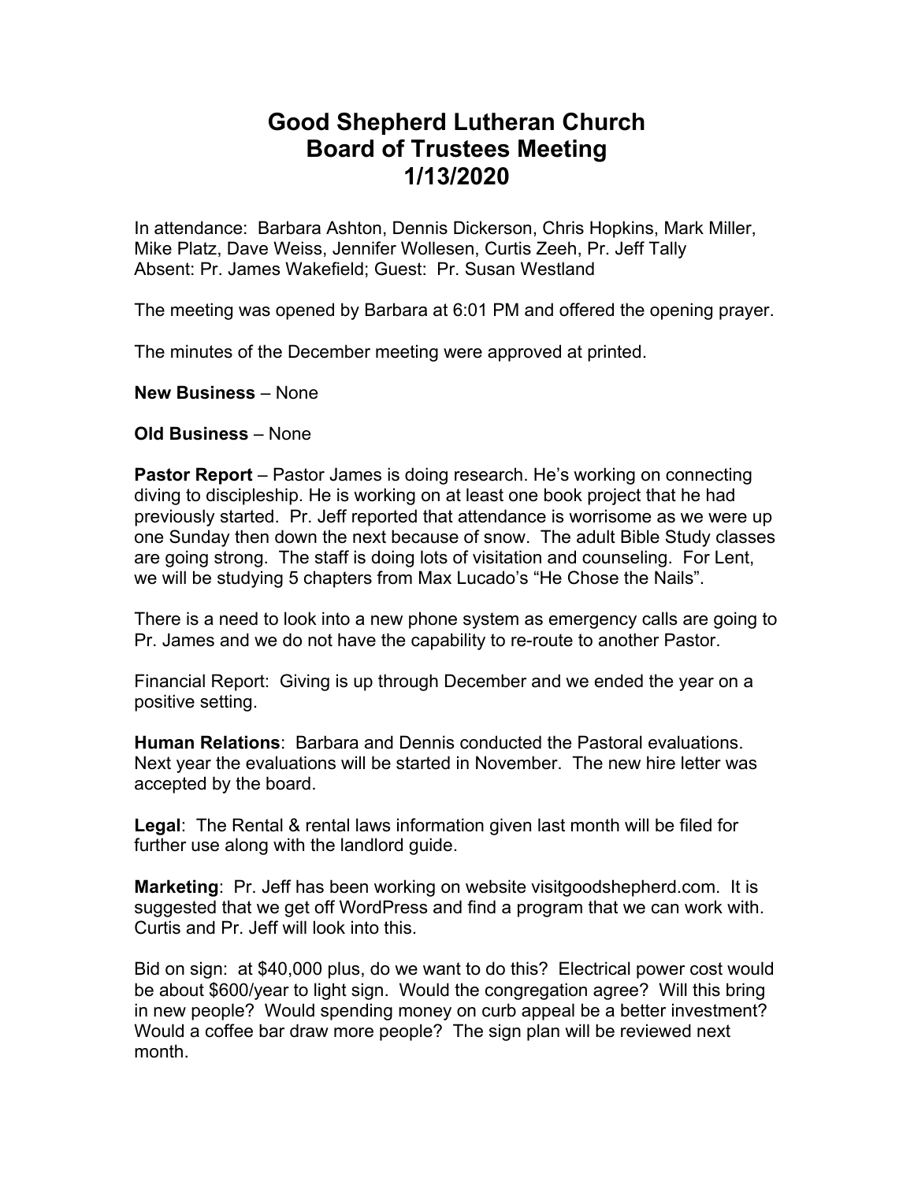# Good Shepherd Lutheran Church
# Board of Trustees Meeting
# 1/13/2020

In attendance: Barbara Ashton, Dennis Dickerson, Chris Hopkins, Mark Miller, Mike Platz, Dave Weiss, Jennifer Wollesen, Curtis Zeeh, Pr. Jeff Tally
Absent: Pr. James Wakefield; Guest: Pr. Susan Westland

The meeting was opened by Barbara at 6:01 PM and offered the opening prayer.

The minutes of the December meeting were approved at printed.

**New Business** – None

**Old Business** – None

**Pastor Report** – Pastor James is doing research. He's working on connecting diving to discipleship. He is working on at least one book project that he had previously started. Pr. Jeff reported that attendance is worrisome as we were up one Sunday then down the next because of snow. The adult Bible Study classes are going strong. The staff is doing lots of visitation and counseling. For Lent, we will be studying 5 chapters from Max Lucado's "He Chose the Nails".

There is a need to look into a new phone system as emergency calls are going to Pr. James and we do not have the capability to re-route to another Pastor.

Financial Report: Giving is up through December and we ended the year on a positive setting.

**Human Relations**: Barbara and Dennis conducted the Pastoral evaluations. Next year the evaluations will be started in November. The new hire letter was accepted by the board.

**Legal**: The Rental & rental laws information given last month will be filed for further use along with the landlord guide.

**Marketing**: Pr. Jeff has been working on website visitgoodshepherd.com. It is suggested that we get off WordPress and find a program that we can work with. Curtis and Pr. Jeff will look into this.

Bid on sign: at $40,000 plus, do we want to do this? Electrical power cost would be about $600/year to light sign. Would the congregation agree? Will this bring in new people? Would spending money on curb appeal be a better investment? Would a coffee bar draw more people? The sign plan will be reviewed next month.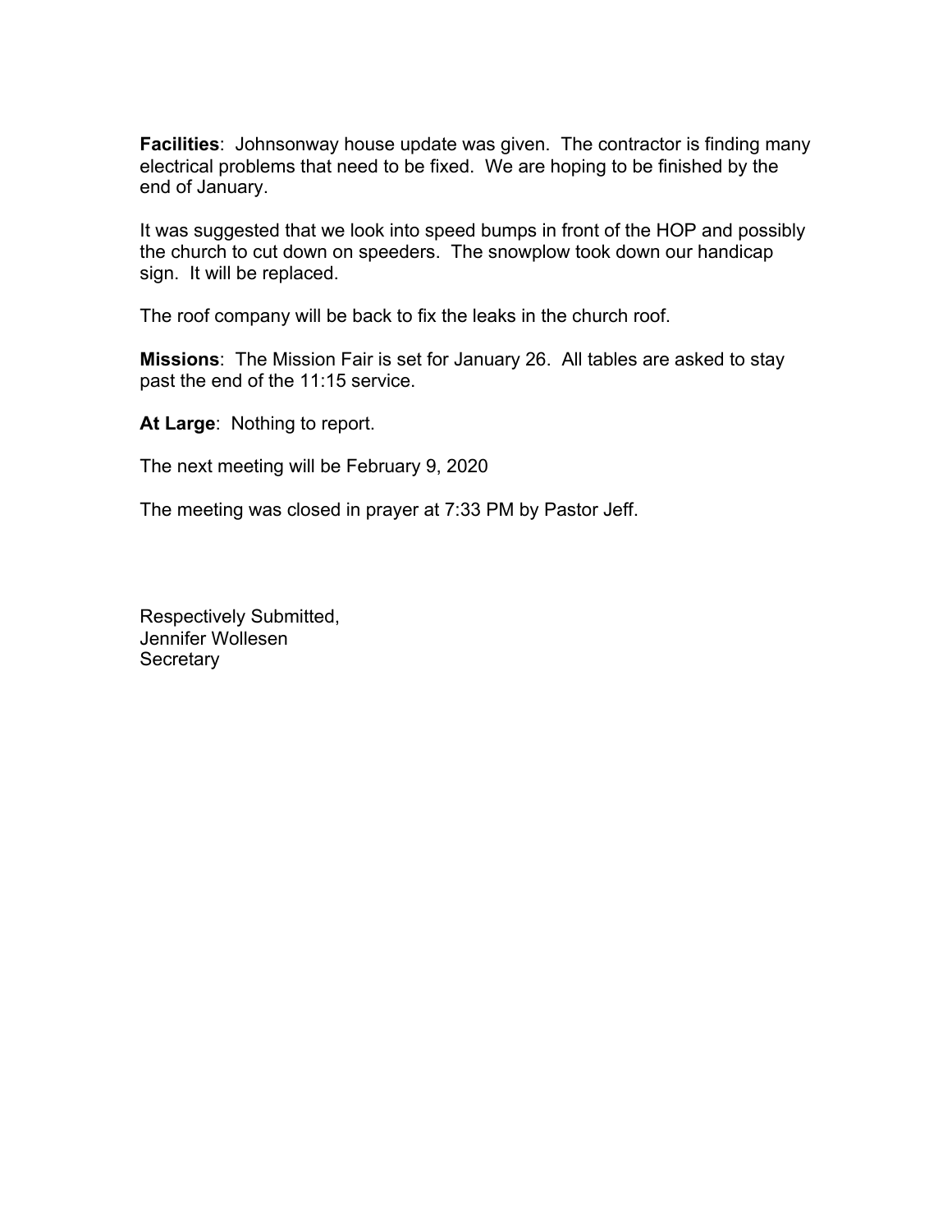**Facilities**: Johnsonway house update was given. The contractor is finding many electrical problems that need to be fixed. We are hoping to be finished by the end of January.

It was suggested that we look into speed bumps in front of the HOP and possibly the church to cut down on speeders. The snowplow took down our handicap sign. It will be replaced.

The roof company will be back to fix the leaks in the church roof.

**Missions**: The Mission Fair is set for January 26. All tables are asked to stay past the end of the 11:15 service.

**At Large**: Nothing to report.

The next meeting will be February 9, 2020

The meeting was closed in prayer at 7:33 PM by Pastor Jeff.

Respectively Submitted,  
Jennifer Wollesen  
Secretary